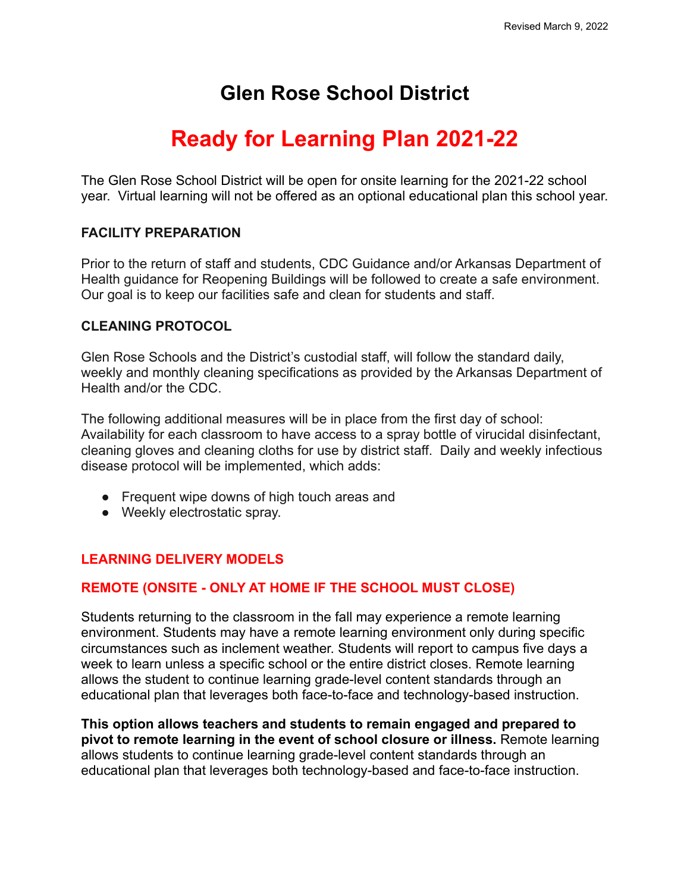Revised March 9, 2022

# Glen Rose School District

# Ready for Learning Plan 2021-22

The Glen Rose School District will be open for onsite learning for the 2021-22 school year. Virtual learning will not be offered as an optional educational plan this school year.

## FACILITY PREPARATION

Prior to the return of staff and students, CDC Guidance and/or Arkansas Department of Health guidance for Reopening Buildings will be followed to create a safe environment. Our goal is to keep our facilities safe and clean for students and staff.

## CLEANING PROTOCOL

Glen Rose Schools and the District's custodial staff, will follow the standard daily, weekly and monthly cleaning specifications as provided by the Arkansas Department of Health and/or the CDC.

The following additional measures will be in place from the first day of school: Availability for each classroom to have access to a spray bottle of virucidal disinfectant, cleaning gloves and cleaning cloths for use by district staff. Daily and weekly infectious disease protocol will be implemented, which adds:

- Frequent wipe downs of high touch areas and
- Weekly electrostatic spray.

## LEARNING DELIVERY MODELS

### REMOTE (ONSITE - ONLY AT HOME IF THE SCHOOL MUST CLOSE)

Students returning to the classroom in the fall may experience a remote learning environment. Students may have a remote learning environment only during specific circumstances such as inclement weather. Students will report to campus five days a week to learn unless a specific school or the entire district closes. Remote learning allows the student to continue learning grade-level content standards through an educational plan that leverages both face-to-face and technology-based instruction.

**This option allows teachers and students to remain engaged and prepared to pivot to remote learning in the event of school closure or illness.** Remote learning allows students to continue learning grade-level content standards through an educational plan that leverages both technology-based and face-to-face instruction.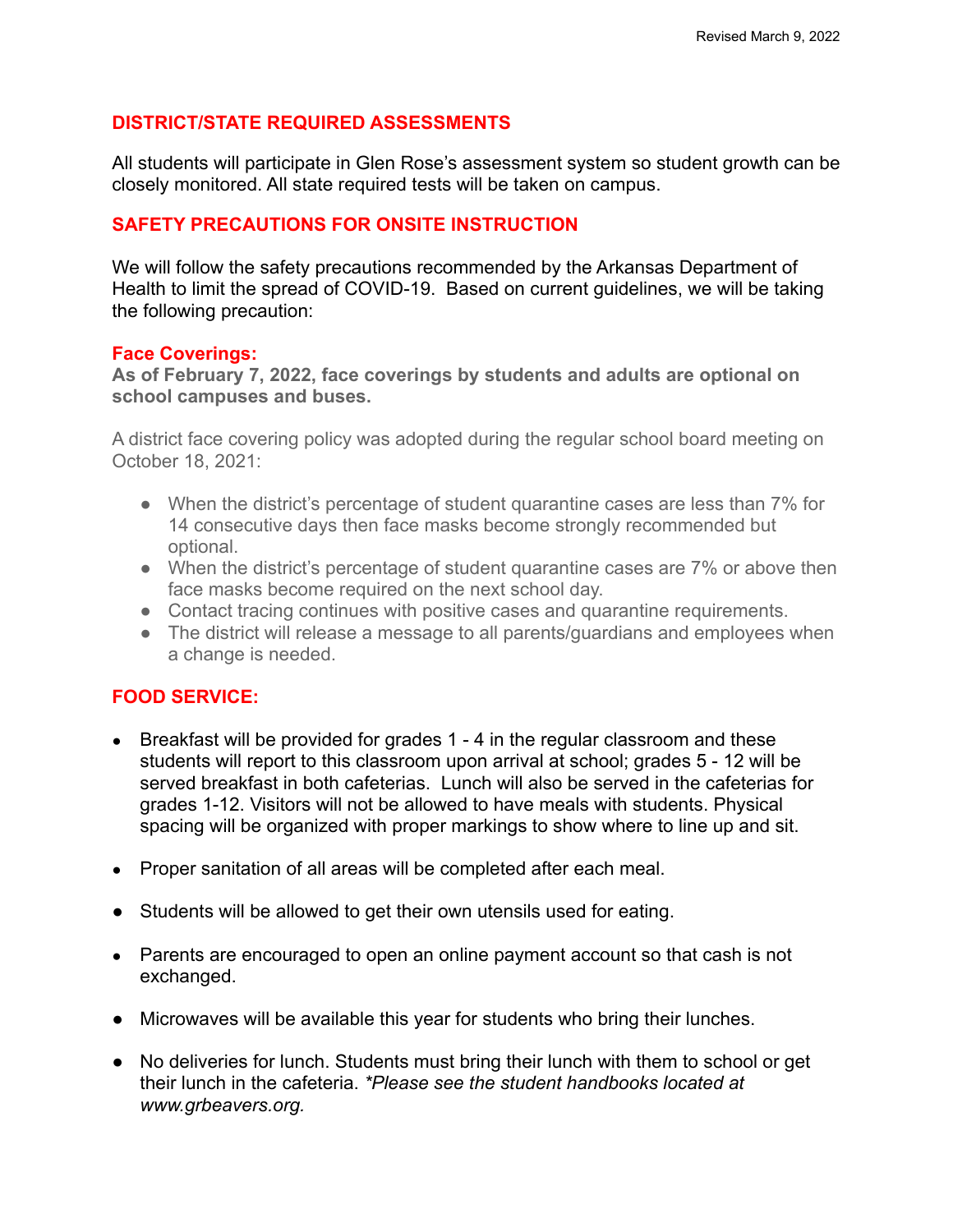## DISTRICT/STATE REQUIRED ASSESSMENTS

All students will participate in Glen Rose's assessment system so student growth can be closely monitored. All state required tests will be taken on campus.

## SAFETY PRECAUTIONS FOR ONSITE INSTRUCTION

We will follow the safety precautions recommended by the Arkansas Department of Health to limit the spread of COVID-19. Based on current guidelines, we will be taking the following precaution:

### Face Coverings:

**As of February 7, 2022, face coverings by students and adults are optional on school campuses and buses.**

A district face covering policy was adopted during the regular school board meeting on October 18, 2021:

- When the district's percentage of student quarantine cases are less than 7% for 14 consecutive days then face masks become strongly recommended but optional.
- When the district's percentage of student quarantine cases are 7% or above then face masks become required on the next school day.
- Contact tracing continues with positive cases and quarantine requirements.
- The district will release a message to all parents/guardians and employees when a change is needed.

## FOOD SERVICE:

- Breakfast will be provided for grades 1 - 4 in the regular classroom and these students will report to this classroom upon arrival at school; grades 5 - 12 will be served breakfast in both cafeterias. Lunch will also be served in the cafeterias for grades 1-12. Visitors will not be allowed to have meals with students. Physical spacing will be organized with proper markings to show where to line up and sit.
- Proper sanitation of all areas will be completed after each meal.
- Students will be allowed to get their own utensils used for eating.
- Parents are encouraged to open an online payment account so that cash is not exchanged.
- Microwaves will be available this year for students who bring their lunches.
- No deliveries for lunch. Students must bring their lunch with them to school or get their lunch in the cafeteria. *\*Please see the student handbooks located at www.grbeavers.org.*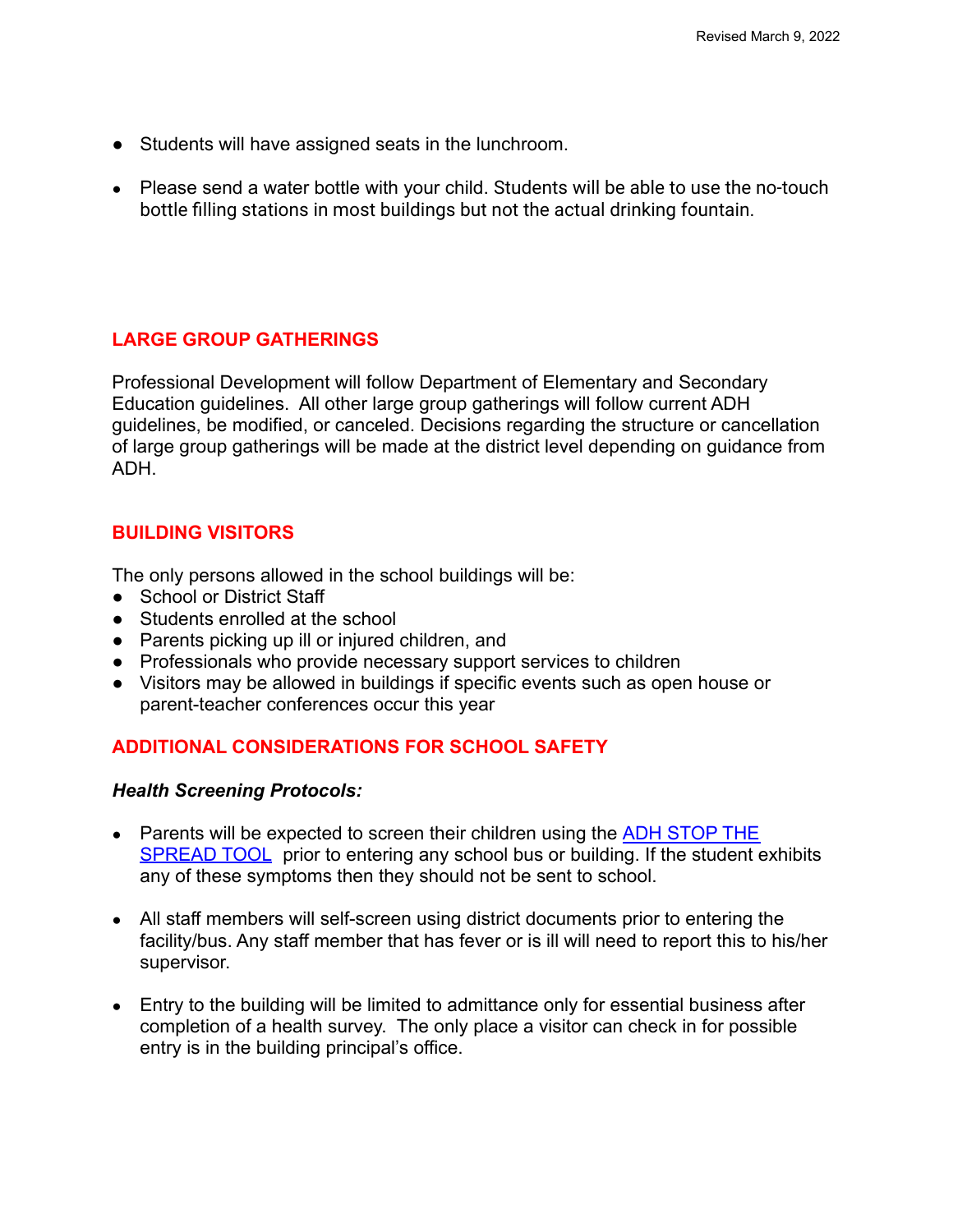- Students will have assigned seats in the lunchroom.
- Please send a water bottle with your child. Students will be able to use the no-touch bottle filling stations in most buildings but not the actual drinking fountain.

## LARGE GROUP GATHERINGS

Professional Development will follow Department of Elementary and Secondary Education guidelines. All other large group gatherings will follow current ADH guidelines, be modified, or canceled. Decisions regarding the structure or cancellation of large group gatherings will be made at the district level depending on guidance from ADH.

## BUILDING VISITORS

The only persons allowed in the school buildings will be:

- School or District Staff
- Students enrolled at the school
- Parents picking up ill or injured children, and
- Professionals who provide necessary support services to children
- Visitors may be allowed in buildings if specific events such as open house or parent-teacher conferences occur this year

## ADDITIONAL CONSIDERATIONS FOR SCHOOL SAFETY

***Health Screening Protocols:***

- Parents will be expected to screen their children using the ADH STOP THE SPREAD TOOL prior to entering any school bus or building. If the student exhibits any of these symptoms then they should not be sent to school.
- All staff members will self-screen using district documents prior to entering the facility/bus. Any staff member that has fever or is ill will need to report this to his/her supervisor.
- Entry to the building will be limited to admittance only for essential business after completion of a health survey. The only place a visitor can check in for possible entry is in the building principal's office.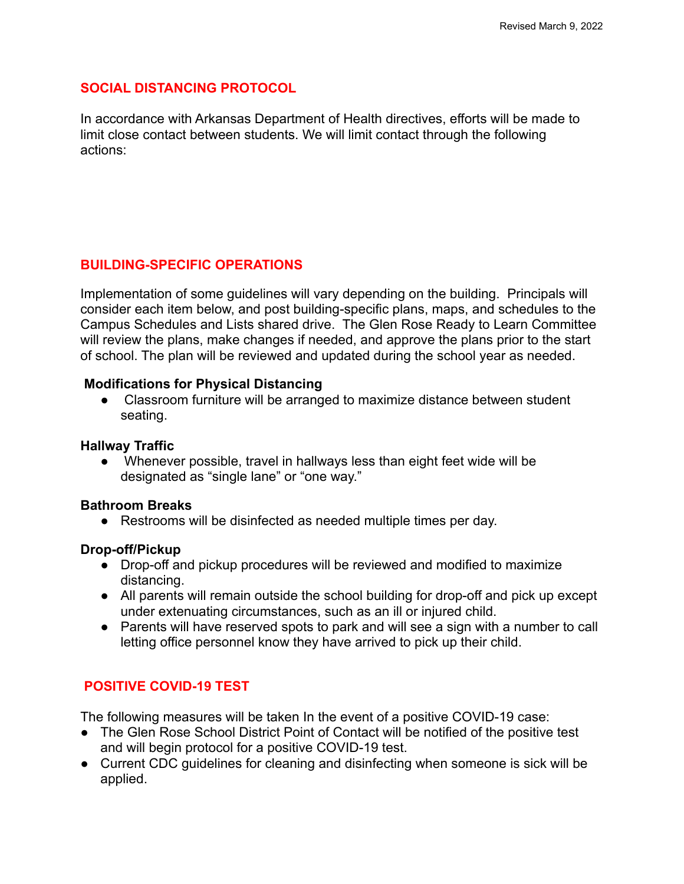## SOCIAL DISTANCING PROTOCOL

In accordance with Arkansas Department of Health directives, efforts will be made to limit close contact between students. We will limit contact through the following actions:

## BUILDING-SPECIFIC OPERATIONS

Implementation of some guidelines will vary depending on the building. Principals will consider each item below, and post building-specific plans, maps, and schedules to the Campus Schedules and Lists shared drive. The Glen Rose Ready to Learn Committee will review the plans, make changes if needed, and approve the plans prior to the start of school. The plan will be reviewed and updated during the school year as needed.

**Modifications for Physical Distancing**

- Classroom furniture will be arranged to maximize distance between student seating.

**Hallway Traffic**

- Whenever possible, travel in hallways less than eight feet wide will be designated as "single lane" or "one way."

**Bathroom Breaks**

- Restrooms will be disinfected as needed multiple times per day.

**Drop-off/Pickup**

- Drop-off and pickup procedures will be reviewed and modified to maximize distancing.
- All parents will remain outside the school building for drop-off and pick up except under extenuating circumstances, such as an ill or injured child.
- Parents will have reserved spots to park and will see a sign with a number to call letting office personnel know they have arrived to pick up their child.

## POSITIVE COVID-19 TEST

The following measures will be taken In the event of a positive COVID-19 case:

- The Glen Rose School District Point of Contact will be notified of the positive test and will begin protocol for a positive COVID-19 test.
- Current CDC guidelines for cleaning and disinfecting when someone is sick will be applied.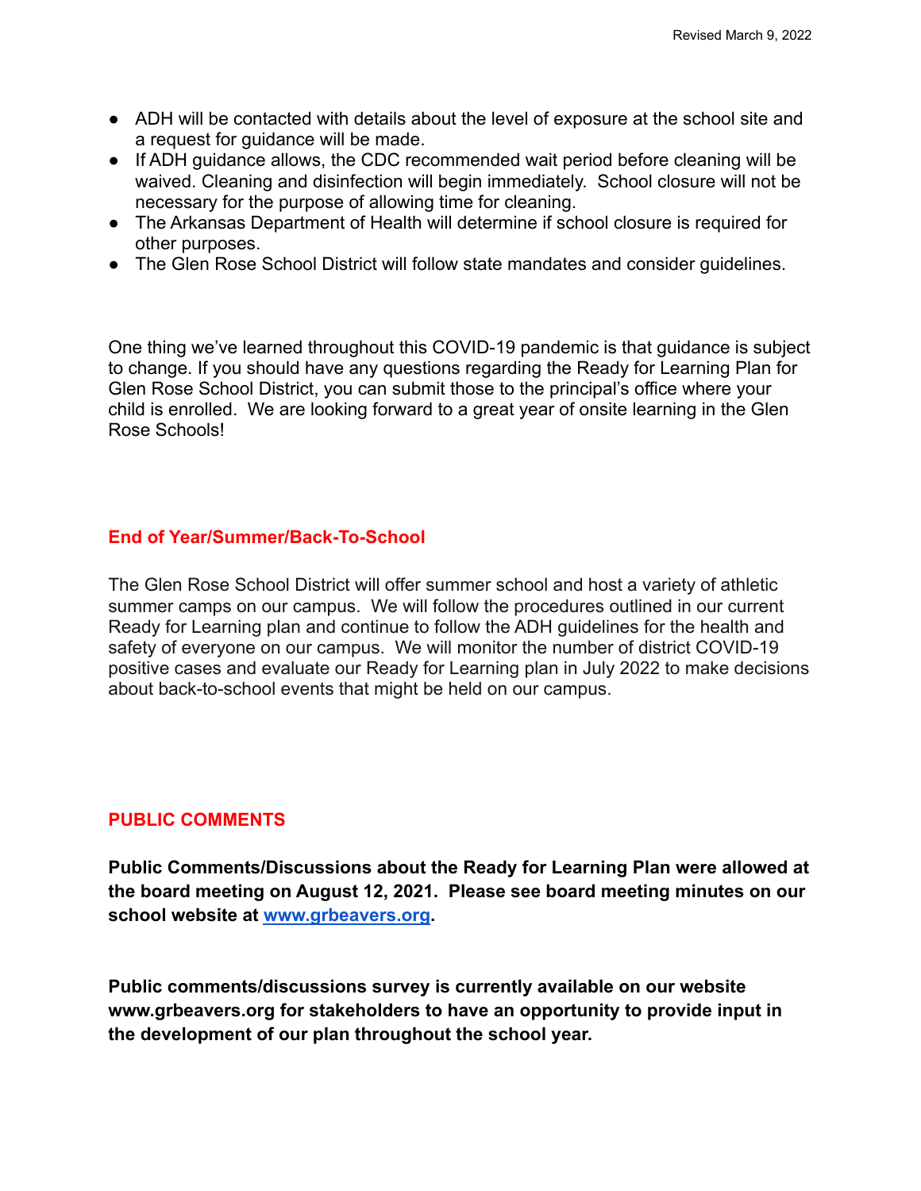- ADH will be contacted with details about the level of exposure at the school site and a request for guidance will be made.
- If ADH guidance allows, the CDC recommended wait period before cleaning will be waived. Cleaning and disinfection will begin immediately. School closure will not be necessary for the purpose of allowing time for cleaning.
- The Arkansas Department of Health will determine if school closure is required for other purposes.
- The Glen Rose School District will follow state mandates and consider guidelines.

One thing we've learned throughout this COVID-19 pandemic is that guidance is subject to change. If you should have any questions regarding the Ready for Learning Plan for Glen Rose School District, you can submit those to the principal's office where your child is enrolled. We are looking forward to a great year of onsite learning in the Glen Rose Schools!

## End of Year/Summer/Back-To-School

The Glen Rose School District will offer summer school and host a variety of athletic summer camps on our campus. We will follow the procedures outlined in our current Ready for Learning plan and continue to follow the ADH guidelines for the health and safety of everyone on our campus. We will monitor the number of district COVID-19 positive cases and evaluate our Ready for Learning plan in July 2022 to make decisions about back-to-school events that might be held on our campus.

## PUBLIC COMMENTS

**Public Comments/Discussions about the Ready for Learning Plan were allowed at the board meeting on August 12, 2021. Please see board meeting minutes on our school website at [www.grbeavers.org](http://www.grbeavers.org).**

**Public comments/discussions survey is currently available on our website www.grbeavers.org for stakeholders to have an opportunity to provide input in the development of our plan throughout the school year.**